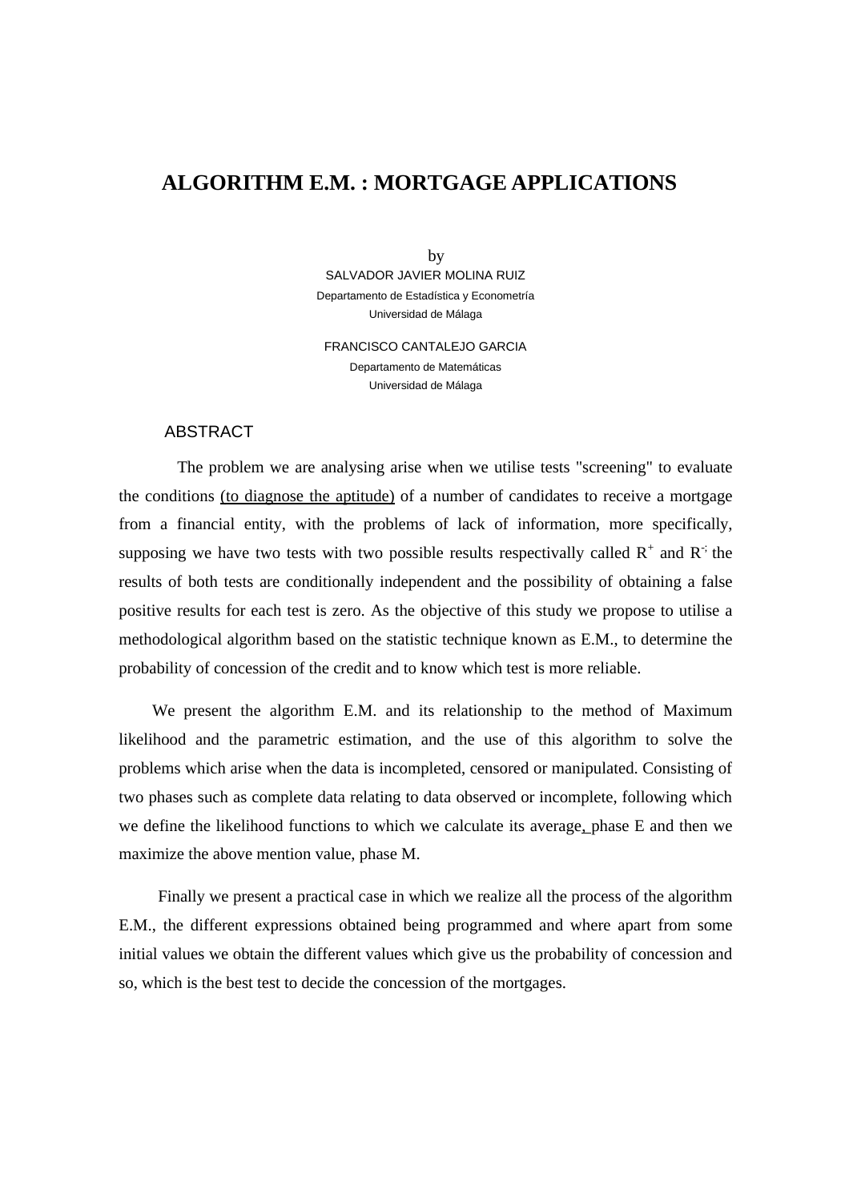# ALGORITHM E.M. : MORTGAGE APPLICATIONS

by

SALVADOR JAVIER MOLINA RUIZ

Departamento de Estadística y Econometría

Universidad de Málaga

FRANCISCO CANTALEJO GARCIA

Departamento de Matemáticas

Universidad de Málaga

## ABSTRACT

The problem we are analysing arise when we utilise tests "screening" to evaluate the conditions (to diagnose the aptitude) of a number of candidates to receive a mortgage from a financial entity, with the problems of lack of information, more specifically, supposing we have two tests with two possible results respectivally called $R^+$ and $R^-$; the results of both tests are conditionally independent and the possibility of obtaining a false positive results for each test is zero. As the objective of this study we propose to utilise a methodological algorithm based on the statistic technique known as E.M., to determine the probability of concession of the credit and to know which test is more reliable.

We present the algorithm E.M. and its relationship to the method of Maximum likelihood and the parametric estimation, and the use of this algorithm to solve the problems which arise when the data is incompleted, censored or manipulated. Consisting of two phases such as complete data relating to data observed or incomplete, following which we define the likelihood functions to which we calculate its average, phase E and then we maximize the above mention value, phase M.

Finally we present a practical case in which we realize all the process of the algorithm E.M., the different expressions obtained being programmed and where apart from some initial values we obtain the different values which give us the probability of concession and so, which is the best test to decide the concession of the mortgages.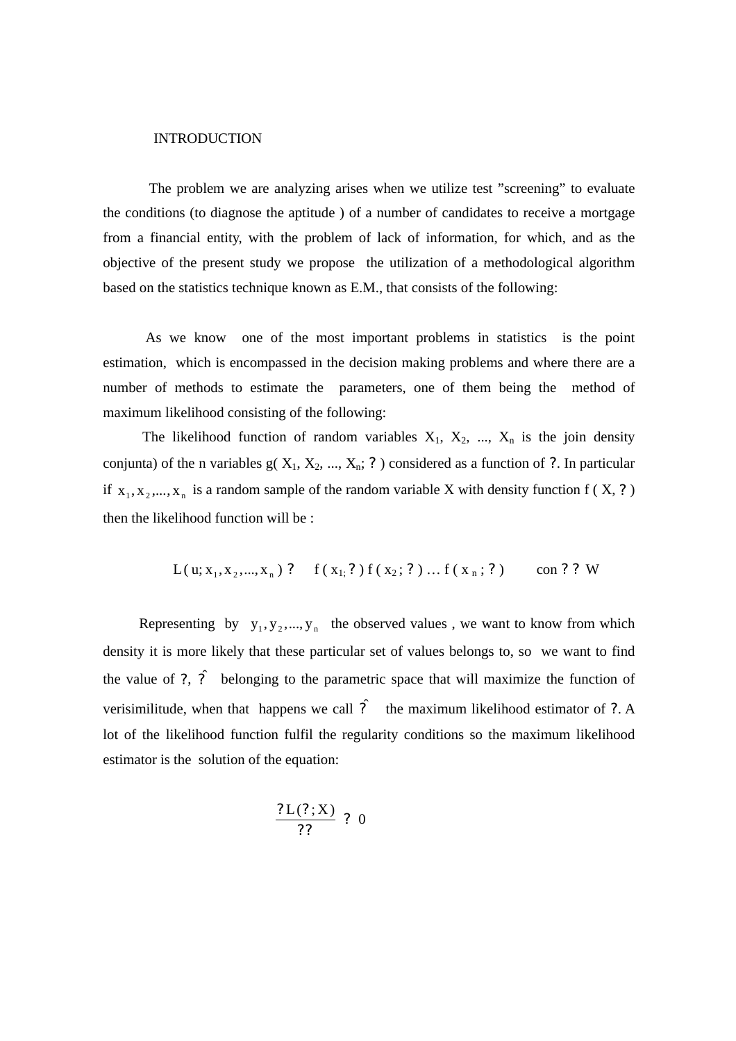# INTRODUCTION

The problem we are analyzing arises when we utilize test "screening" to evaluate the conditions (to diagnose the aptitude ) of a number of candidates to receive a mortgage from a financial entity, with the problem of lack of information, for which, and as the objective of the present study we propose the utilization of a methodological algorithm based on the statistics technique known as E.M., that consists of the following:

As we know one of the most important problems in statistics is the point estimation, which is encompassed in the decision making problems and where there are a number of methods to estimate the parameters, one of them being the method of maximum likelihood consisting of the following:

The likelihood function of random variables $X_1$, $X_2$, ..., $X_n$ is the join density conjunta) of the n variables $g( X_1, X_2, ..., X_n; \theta )$ considered as a function of $\theta$. In particular if $x_1, x_2,..., x_n$ is a random sample of the random variable X with density function $f ( X, \theta )$ then the likelihood function will be :

$$L( u; x_1, x_2,..., x_n ) = f ( x_1; \theta ) f ( x_2 ; \theta ) \ldots f ( x_n ; \theta ) \qquad \text{con } \theta \in W$$

Representing by $y_1, y_2,..., y_n$ the observed values , we want to know from which density it is more likely that these particular set of values belongs to, so we want to find the value of $\theta$, $\hat{\theta}$ belonging to the parametric space that will maximize the function of verisimilitude, when that happens we call $\hat{\theta}$ the maximum likelihood estimator of $\theta$. A lot of the likelihood function fulfil the regularity conditions so the maximum likelihood estimator is the solution of the equation:

$$\frac{\partial L(\theta; X)}{\partial \theta} = 0$$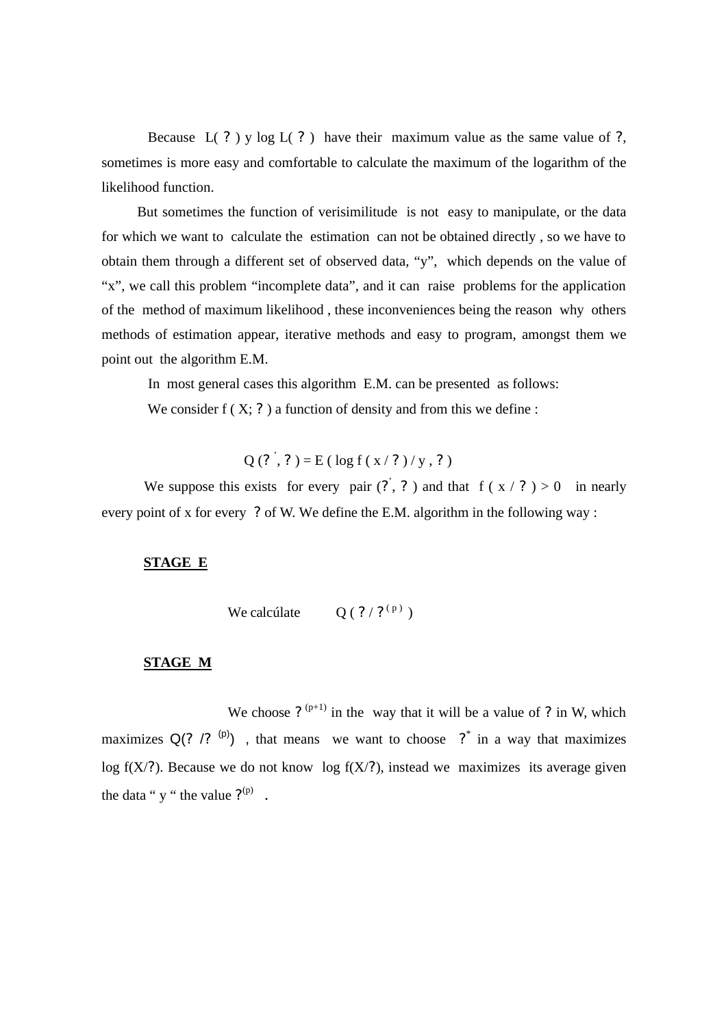Because L( ? ) y log L( ? ) have their maximum value as the same value of ?, sometimes is more easy and comfortable to calculate the maximum of the logarithm of the likelihood function.

But sometimes the function of verisimilitude is not easy to manipulate, or the data for which we want to calculate the estimation can not be obtained directly , so we have to obtain them through a different set of observed data, “y”, which depends on the value of “x”, we call this problem “incomplete data”, and it can raise problems for the application of the method of maximum likelihood , these inconveniences being the reason why others methods of estimation appear, iterative methods and easy to program, amongst them we point out the algorithm E.M.

In most general cases this algorithm E.M. can be presented as follows:

We consider f ( X; ? ) a function of density and from this we define :

$$Q\,(?',\,?) = E\,(\log f\,(x\,/\,?)\,/\,y\,,\,?)$$

We suppose this exists for every pair $(?', ?)$ and that $f\,(x\,/\,?) > 0$ in nearly every point of x for every ? of W. We define the E.M. algorithm in the following way :

**STAGE E**

We calcúlate $Q\,(?\,/\,?^{(p)})$

**STAGE M**

We choose $?^{(p+1)}$ in the way that it will be a value of ? in W, which maximizes $Q(?\,/?^{(p)})$ , that means we want to choose $?^{*}$ in a way that maximizes log f(X/?). Because we do not know log f(X/?), instead we maximizes its average given the data “ y “ the value $?^{(p)}$ .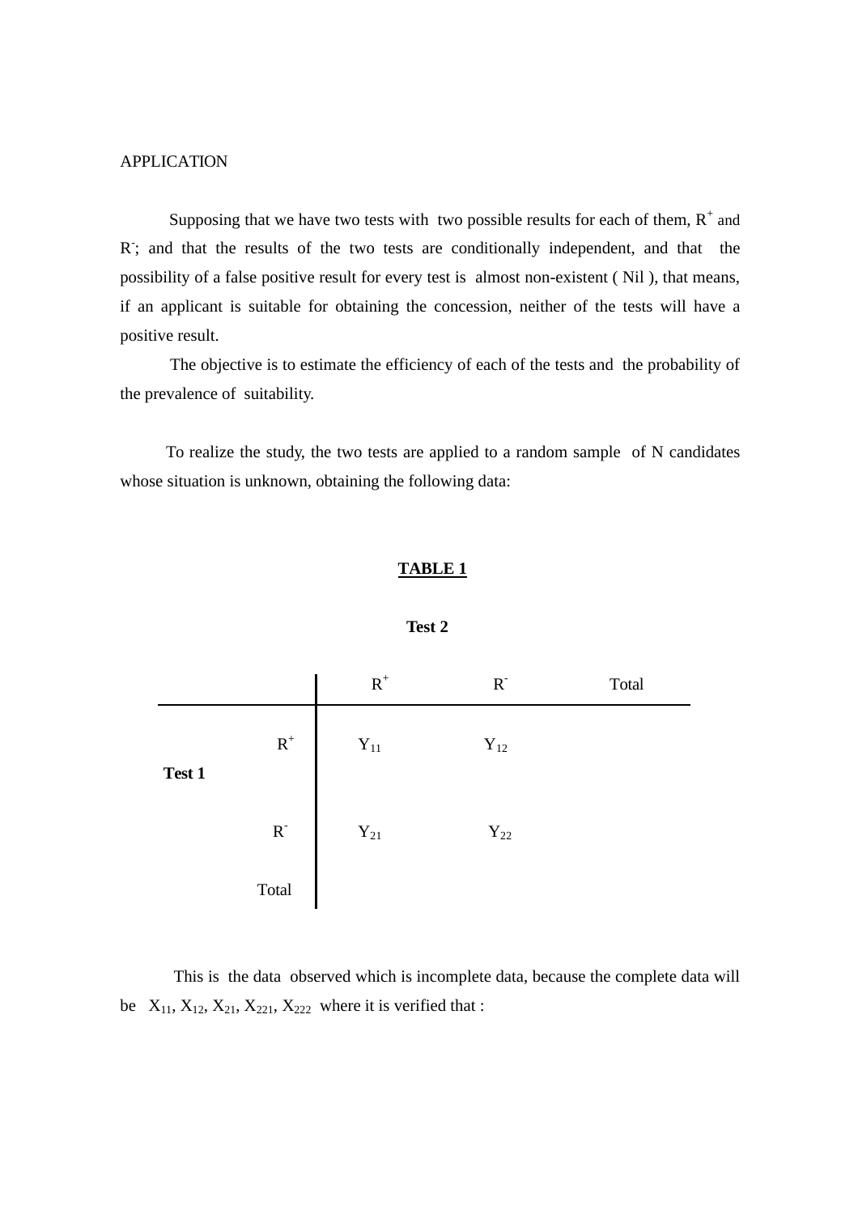APPLICATION

Supposing that we have two tests with two possible results for each of them, $R^+$ and $R^-$; and that the results of the two tests are conditionally independent, and that the possibility of a false positive result for every test is almost non-existent ( Nil ), that means, if an applicant is suitable for obtaining the concession, neither of the tests will have a positive result.

The objective is to estimate the efficiency of each of the tests and the probability of the prevalence of suitability.

To realize the study, the two tests are applied to a random sample of N candidates whose situation is unknown, obtaining the following data:

**TABLE 1**

| | | Test 2 | | |
|---|---|---|---|---|
| | | $R^+$ | $R^-$ | Total |
| **Test 1** | $R^+$ | $Y_{11}$ | $Y_{12}$ | |
| | $R^-$ | $Y_{21}$ | $Y_{22}$ | |
| | Total | | | |

This is the data observed which is incomplete data, because the complete data will be $X_{11}$, $X_{12}$, $X_{21}$, $X_{221}$, $X_{222}$ where it is verified that :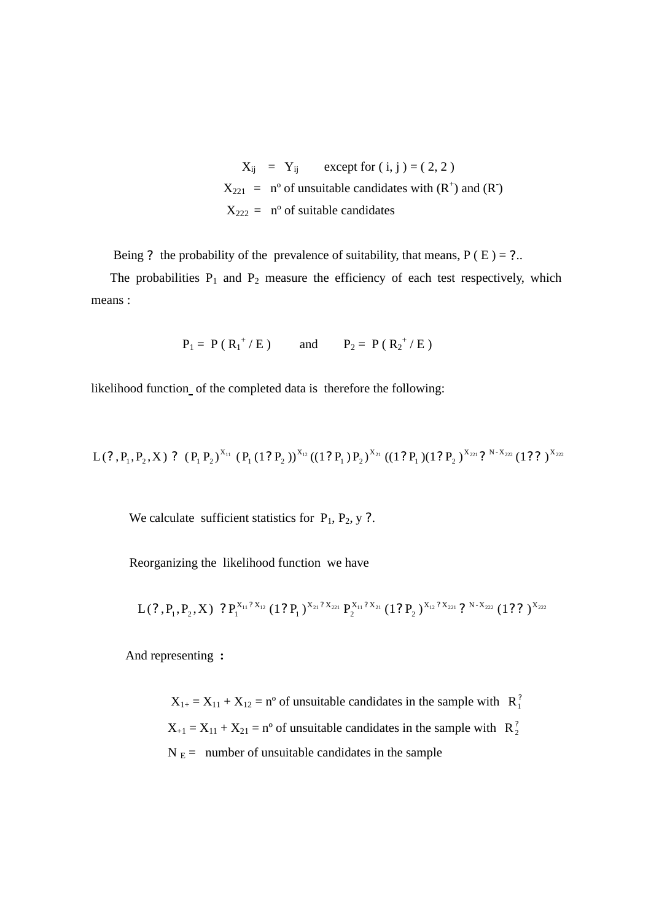$$X_{ij} = Y_{ij} \quad \text{except for } ( i, j ) = ( 2, 2 )$$

$X_{221}$ = nº of unsuitable candidates with ($R^+$) and ($R^-$)

$X_{222}$ = nº of suitable candidates

Being ? the probability of the prevalence of suitability, that means, P ( E ) = ?..

The probabilities $P_1$ and $P_2$ measure the efficiency of each test respectively, which means :

$$P_1 = P ( R_1^+ / E ) \quad \text{and} \quad P_2 = P ( R_2^+ / E )$$

likelihood function of the completed data is therefore the following:

$$L(?, P_1, P_2, X) ? (P_1 P_2)^{X_{11}} (P_1 (1 ? P_2))^{X_{12}} ((1 ? P_1) P_2)^{X_{21}} ((1 ? P_1)(1 ? P_2))^{X_{221}} ?^{N - X_{222}} (1 ? ?)^{X_{222}}$$

We calculate sufficient statistics for $P_1$, $P_2$, y ?.

Reorganizing the likelihood function we have

$$L(?, P_1, P_2, X) ? P_1^{X_{11} ? X_{12}} (1 ? P_1)^{X_{21} ? X_{221}} P_2^{X_{11} ? X_{21}} (1 ? P_2)^{X_{12} ? X_{221}} ?^{N - X_{222}} (1 ? ?)^{X_{222}}$$

And representing :

$X_{1+} = X_{11} + X_{12}$ = nº of unsuitable candidates in the sample with $R_1^?$

$X_{+1} = X_{11} + X_{21}$ = nº of unsuitable candidates in the sample with $R_2^?$

$N_E$ = number of unsuitable candidates in the sample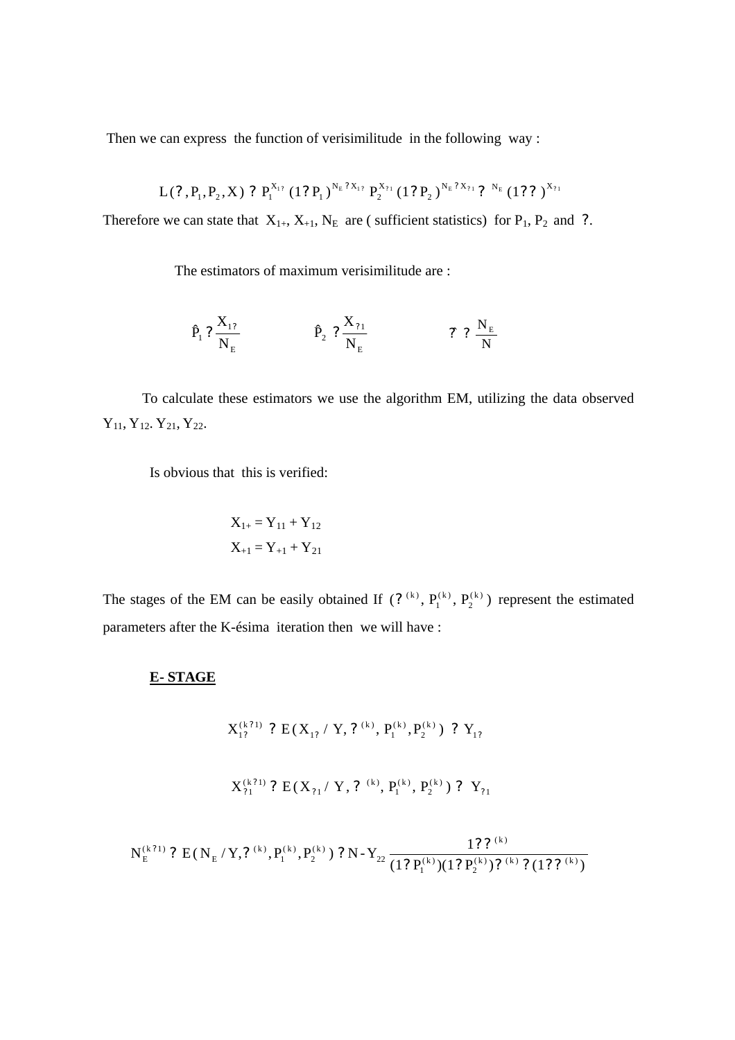Then we can express the function of verisimilitude in the following way :

$$L(\pi, P_1, P_2, X) = P_1^{X_{1+}}(1-P_1)^{N_E - X_{1+}}\, P_2^{X_{+1}}(1-P_2)^{N_E - X_{+1}}\, \pi^{N_E}(1-\pi)^{X_{+1}}$$

Therefore we can state that $X_{1+}$, $X_{+1}$, $N_E$ are ( sufficient statistics) for $P_1$, $P_2$ and $\pi$.

The estimators of maximum verisimilitude are :

$$\hat{P}_1 = \frac{X_{1+}}{N_E} \qquad \hat{P}_2 = \frac{X_{+1}}{N_E} \qquad \hat{\pi} = \frac{N_E}{N}$$

To calculate these estimators we use the algorithm EM, utilizing the data observed $Y_{11}$, $Y_{12}$. $Y_{21}$, $Y_{22}$.

Is obvious that this is verified:

$$X_{1+} = Y_{11} + Y_{12}$$
$$X_{+1} = Y_{+1} + Y_{21}$$

The stages of the EM can be easily obtained If $(\pi^{(k)}, P_1^{(k)}, P_2^{(k)})$ represent the estimated parameters after the K-ésima iteration then we will have :

**E- STAGE**

$$X_{1+}^{(k+1)} = E(X_{1+} / Y, \pi^{(k)}, P_1^{(k)}, P_2^{(k)}) = Y_{1+}$$

$$X_{+1}^{(k+1)} = E(X_{+1} / Y, \pi^{(k)}, P_1^{(k)}, P_2^{(k)}) = Y_{+1}$$

$$N_E^{(k+1)} = E(N_E / Y, \pi^{(k)}, P_1^{(k)}, P_2^{(k)}) = N - Y_{22}\frac{1-\pi^{(k)}}{(1-P_1^{(k)})(1-P_2^{(k)})\pi^{(k)} + (1-\pi^{(k)})}$$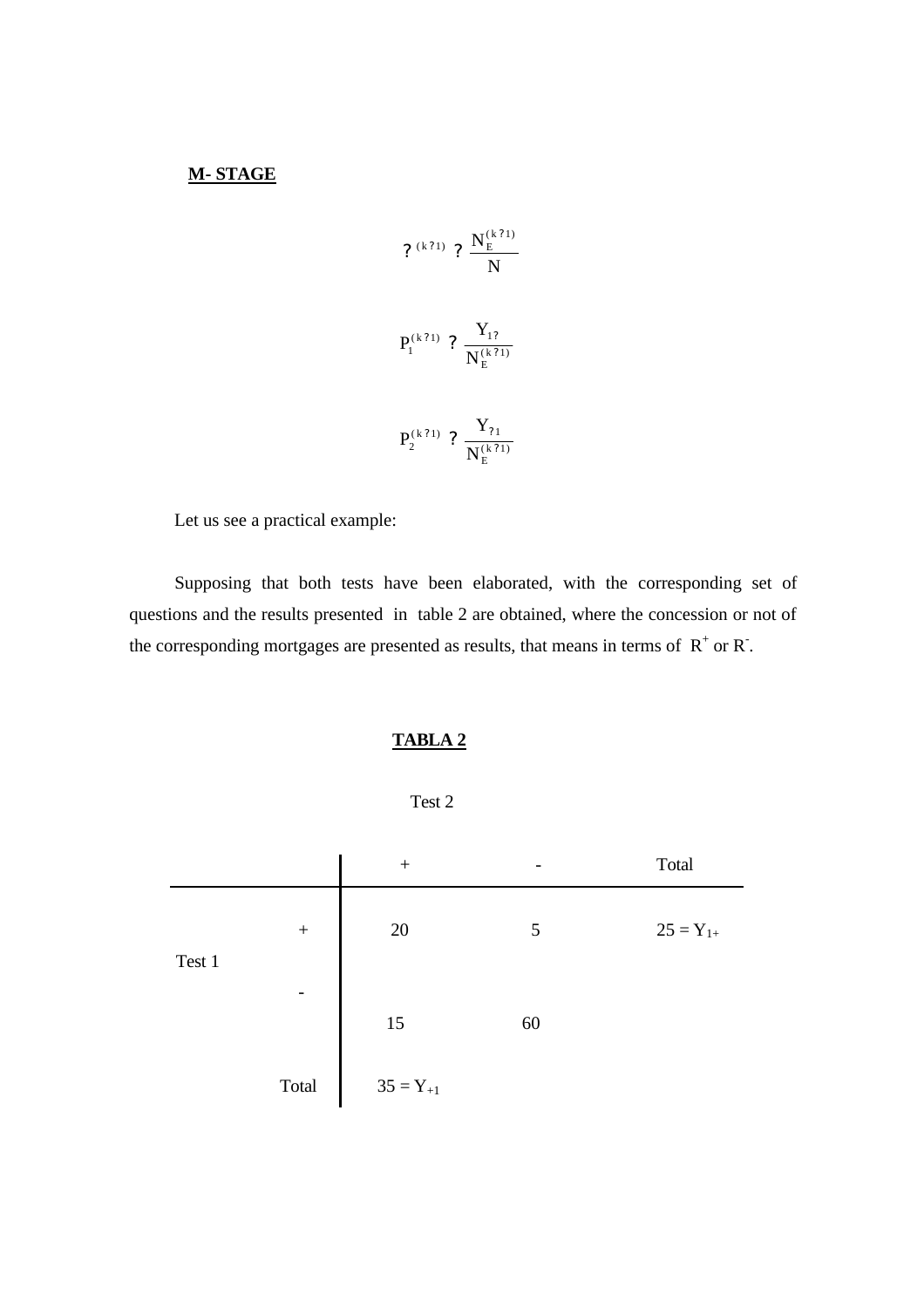**M- STAGE**

$$\pi^{(k+1)} = \frac{N_E^{(k+1)}}{N}$$

$$P_1^{(k+1)} = \frac{Y_{1+}}{N_E^{(k+1)}}$$

$$P_2^{(k+1)} = \frac{Y_{+1}}{N_E^{(k+1)}}$$

Let us see a practical example:

Supposing that both tests have been elaborated, with the corresponding set of questions and the results presented in table 2 are obtained, where the concession or not of the corresponding mortgages are presented as results, that means in terms of $R^+$ or $R^-$.

**TABLA 2**

| | | Test 2 | | |
|---|---|---|---|---|
| | | + | - | Total |
| Test 1 | + | 20 | 5 | $25 = Y_{1+}$ |
| | - | 15 | 60 | |
| | Total | $35 = Y_{+1}$ | | |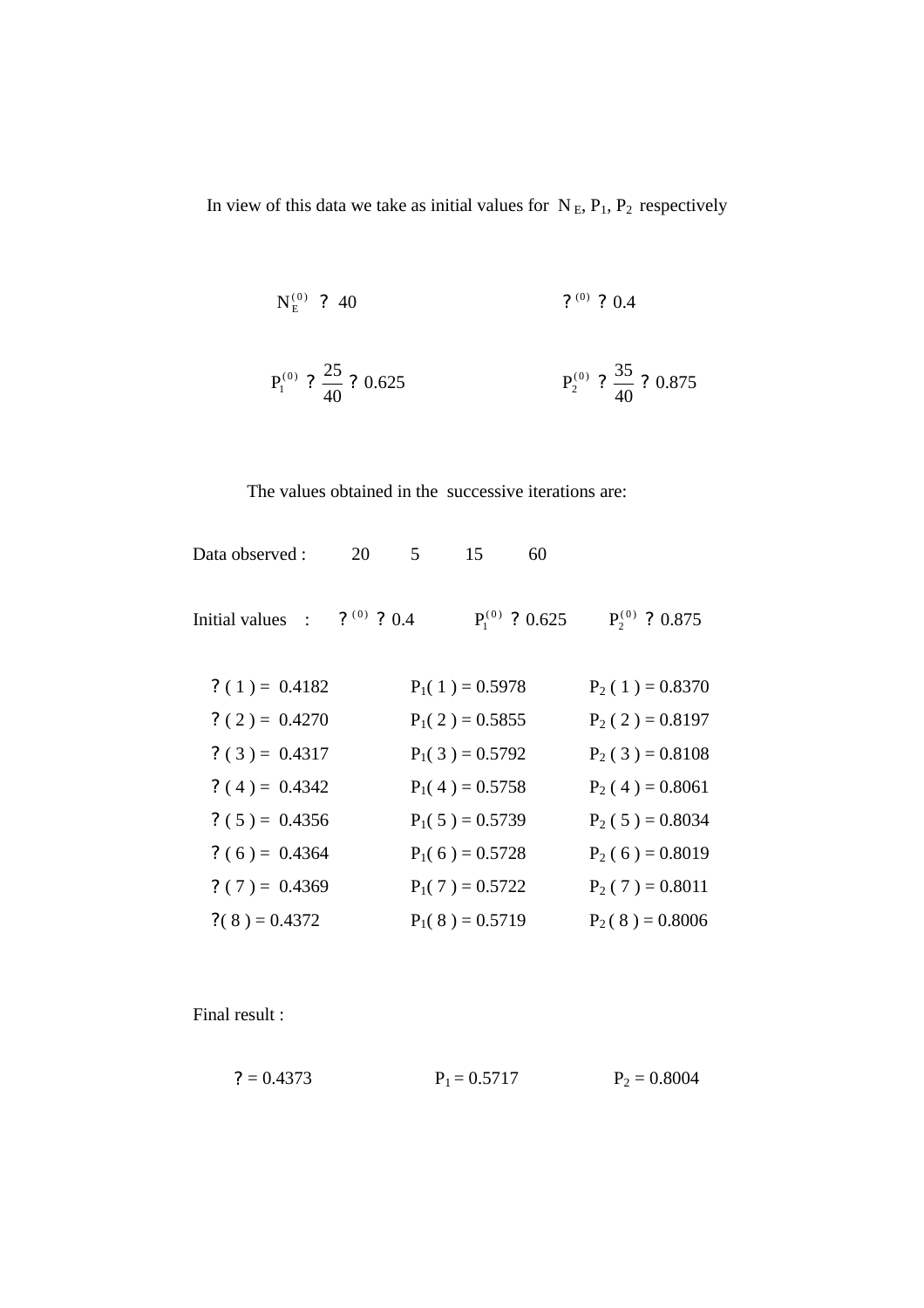In view of this data we take as initial values for $N_E$, $P_1$, $P_2$ respectively

$N_E^{(0)}$ ? 40 ? $^{(0)}$ ? 0.4

$P_1^{(0)}$ ? $\frac{25}{40}$ ? 0.625 $P_2^{(0)}$ ? $\frac{35}{40}$ ? 0.875

The values obtained in the successive iterations are:

Data observed : 20 5 15 60

Initial values : ? $^{(0)}$ ? 0.4 $P_1^{(0)}$ ? 0.625 $P_2^{(0)}$ ? 0.875

| | | |
|---|---|---|
| ? ( 1 ) = 0.4182 | $P_1$( 1 ) = 0.5978 | $P_2$ ( 1 ) = 0.8370 |
| ? ( 2 ) = 0.4270 | $P_1$( 2 ) = 0.5855 | $P_2$ ( 2 ) = 0.8197 |
| ? ( 3 ) = 0.4317 | $P_1$( 3 ) = 0.5792 | $P_2$ ( 3 ) = 0.8108 |
| ? ( 4 ) = 0.4342 | $P_1$( 4 ) = 0.5758 | $P_2$ ( 4 ) = 0.8061 |
| ? ( 5 ) = 0.4356 | $P_1$( 5 ) = 0.5739 | $P_2$ ( 5 ) = 0.8034 |
| ? ( 6 ) = 0.4364 | $P_1$( 6 ) = 0.5728 | $P_2$ ( 6 ) = 0.8019 |
| ? ( 7 ) = 0.4369 | $P_1$( 7 ) = 0.5722 | $P_2$ ( 7 ) = 0.8011 |
| ?( 8 ) = 0.4372 | $P_1$( 8 ) = 0.5719 | $P_2$ ( 8 ) = 0.8006 |

Final result :

? = 0.4373 $P_1$ = 0.5717 $P_2$ = 0.8004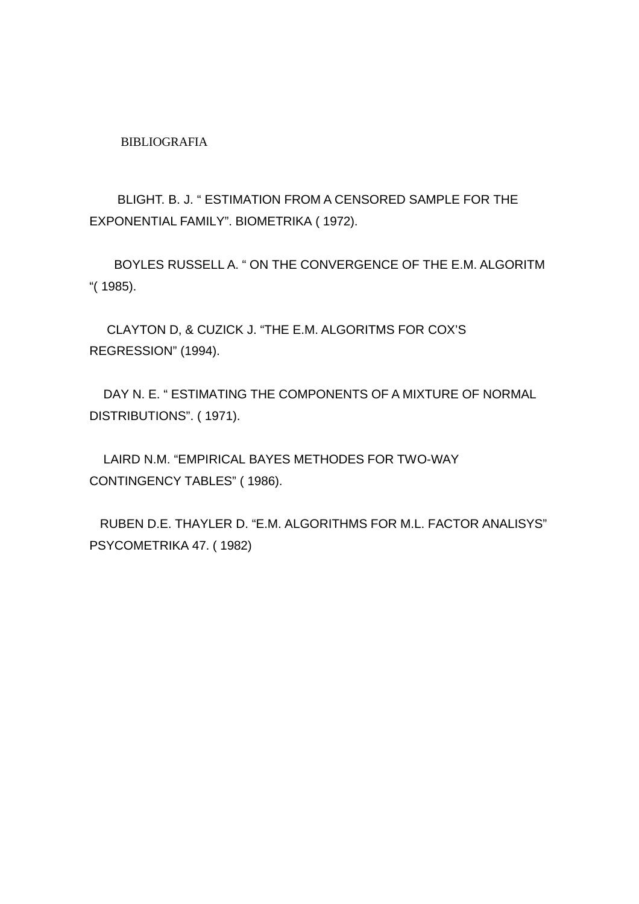# BIBLIOGRAFIA

BLIGHT. B. J. " ESTIMATION FROM A CENSORED SAMPLE FOR THE EXPONENTIAL FAMILY". BIOMETRIKA ( 1972).

BOYLES RUSSELL A. " ON THE CONVERGENCE OF THE E.M. ALGORITM "( 1985).

CLAYTON D, & CUZICK J. "THE E.M. ALGORITMS FOR COX'S REGRESSION" (1994).

DAY N. E. " ESTIMATING THE COMPONENTS OF A MIXTURE OF NORMAL DISTRIBUTIONS". ( 1971).

LAIRD N.M. "EMPIRICAL BAYES METHODES FOR TWO-WAY CONTINGENCY TABLES" ( 1986).

RUBEN D.E. THAYLER D. "E.M. ALGORITHMS FOR M.L. FACTOR ANALISYS" PSYCOMETRIKA 47. ( 1982)